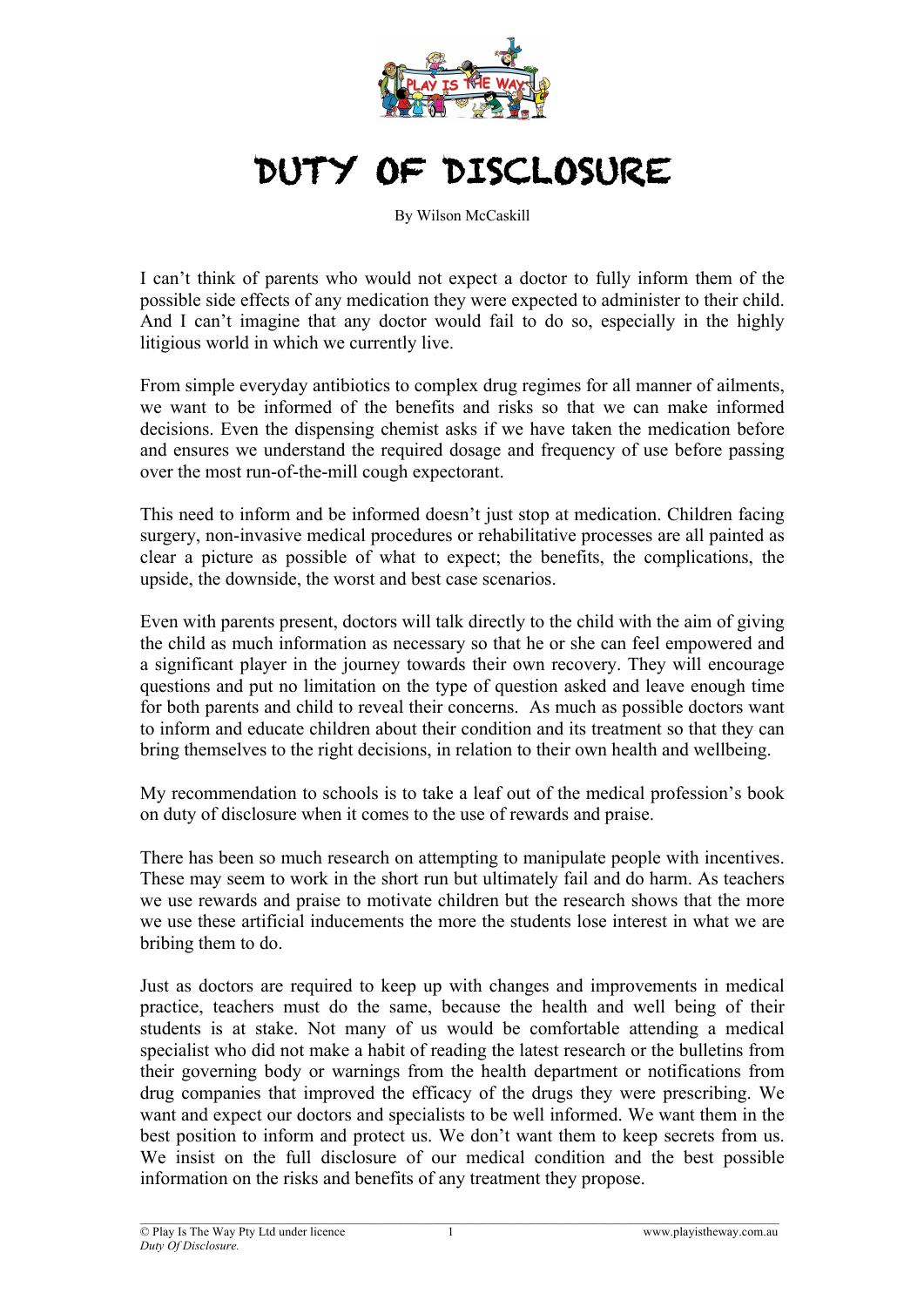# DUTY OF DISCLOSURE

By Wilson McCaskill

I can't think of parents who would not expect a doctor to fully inform them of the possible side effects of any medication they were expected to administer to their child. And I can't imagine that any doctor would fail to do so, especially in the highly litigious world in which we currently live.

From simple everyday antibiotics to complex drug regimes for all manner of ailments, we want to be informed of the benefits and risks so that we can make informed decisions. Even the dispensing chemist asks if we have taken the medication before and ensures we understand the required dosage and frequency of use before passing over the most run-of-the-mill cough expectorant.

This need to inform and be informed doesn't just stop at medication. Children facing surgery, non-invasive medical procedures or rehabilitative processes are all painted as clear a picture as possible of what to expect; the benefits, the complications, the upside, the downside, the worst and best case scenarios.

Even with parents present, doctors will talk directly to the child with the aim of giving the child as much information as necessary so that he or she can feel empowered and a significant player in the journey towards their own recovery. They will encourage questions and put no limitation on the type of question asked and leave enough time for both parents and child to reveal their concerns. As much as possible doctors want to inform and educate children about their condition and its treatment so that they can bring themselves to the right decisions, in relation to their own health and wellbeing.

My recommendation to schools is to take a leaf out of the medical profession's book on duty of disclosure when it comes to the use of rewards and praise.

There has been so much research on attempting to manipulate people with incentives. These may seem to work in the short run but ultimately fail and do harm. As teachers we use rewards and praise to motivate children but the research shows that the more we use these artificial inducements the more the students lose interest in what we are bribing them to do.

Just as doctors are required to keep up with changes and improvements in medical practice, teachers must do the same, because the health and well being of their students is at stake. Not many of us would be comfortable attending a medical specialist who did not make a habit of reading the latest research or the bulletins from their governing body or warnings from the health department or notifications from drug companies that improved the efficacy of the drugs they were prescribing. We want and expect our doctors and specialists to be well informed. We want them in the best position to inform and protect us. We don't want them to keep secrets from us. We insist on the full disclosure of our medical condition and the best possible information on the risks and benefits of any treatment they propose.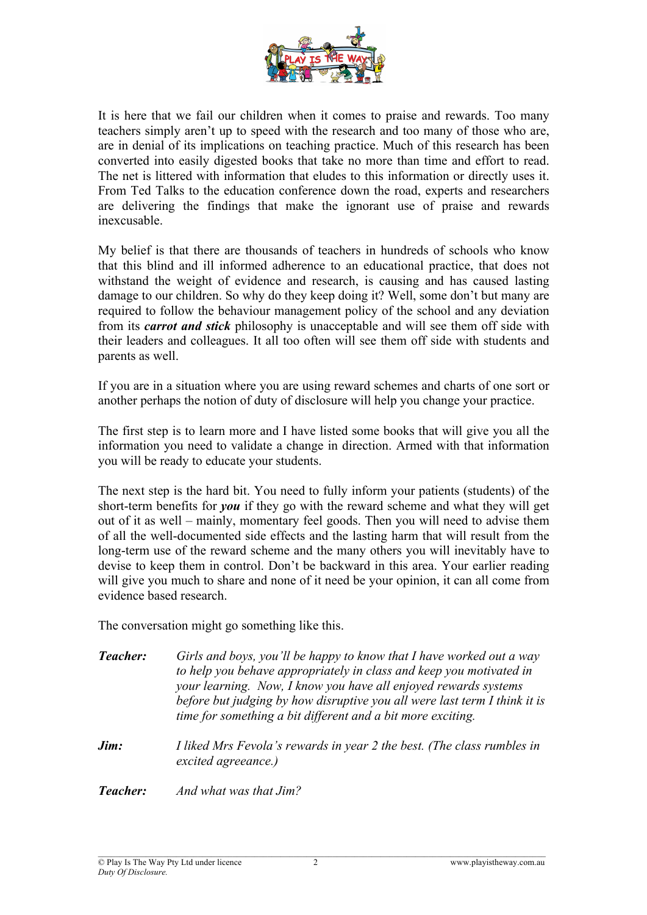It is here that we fail our children when it comes to praise and rewards. Too many teachers simply aren't up to speed with the research and too many of those who are, are in denial of its implications on teaching practice. Much of this research has been converted into easily digested books that take no more than time and effort to read. The net is littered with information that eludes to this information or directly uses it. From Ted Talks to the education conference down the road, experts and researchers are delivering the findings that make the ignorant use of praise and rewards inexcusable.

My belief is that there are thousands of teachers in hundreds of schools who know that this blind and ill informed adherence to an educational practice, that does not withstand the weight of evidence and research, is causing and has caused lasting damage to our children. So why do they keep doing it? Well, some don't but many are required to follow the behaviour management policy of the school and any deviation from its ***carrot and stick*** philosophy is unacceptable and will see them off side with their leaders and colleagues. It all too often will see them off side with students and parents as well.

If you are in a situation where you are using reward schemes and charts of one sort or another perhaps the notion of duty of disclosure will help you change your practice.

The first step is to learn more and I have listed some books that will give you all the information you need to validate a change in direction. Armed with that information you will be ready to educate your students.

The next step is the hard bit. You need to fully inform your patients (students) of the short-term benefits for ***you*** if they go with the reward scheme and what they will get out of it as well – mainly, momentary feel goods. Then you will need to advise them of all the well-documented side effects and the lasting harm that will result from the long-term use of the reward scheme and the many others you will inevitably have to devise to keep them in control. Don't be backward in this area. Your earlier reading will give you much to share and none of it need be your opinion, it can all come from evidence based research.

The conversation might go something like this.

***Teacher:*** *Girls and boys, you'll be happy to know that I have worked out a way to help you behave appropriately in class and keep you motivated in your learning. Now, I know you have all enjoyed rewards systems before but judging by how disruptive you all were last term I think it is time for something a bit different and a bit more exciting.*

***Jim:*** *I liked Mrs Fevola's rewards in year 2 the best. (The class rumbles in excited agreeance.)*

***Teacher:*** *And what was that Jim?*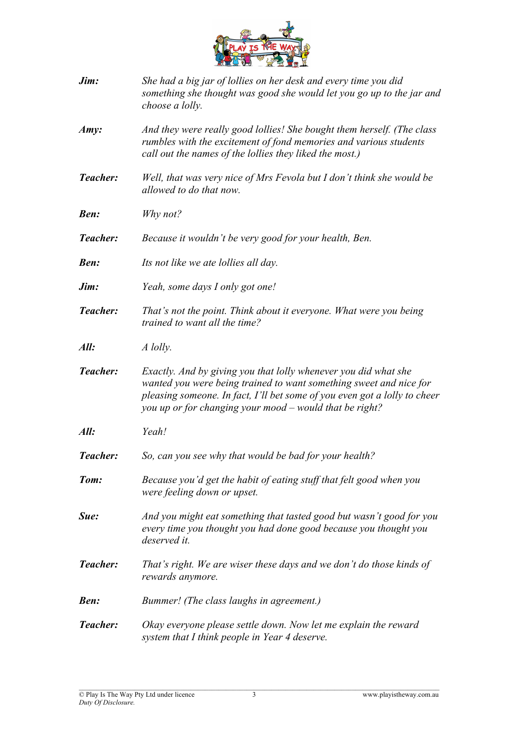***Jim:*** *She had a big jar of lollies on her desk and every time you did something she thought was good she would let you go up to the jar and choose a lolly.*

***Amy:*** *And they were really good lollies! She bought them herself. (The class rumbles with the excitement of fond memories and various students call out the names of the lollies they liked the most.)*

***Teacher:*** *Well, that was very nice of Mrs Fevola but I don't think she would be allowed to do that now.*

***Ben:*** *Why not?*

***Teacher:*** *Because it wouldn't be very good for your health, Ben.*

***Ben:*** *Its not like we ate lollies all day.*

***Jim:*** *Yeah, some days I only got one!*

***Teacher:*** *That's not the point. Think about it everyone. What were you being trained to want all the time?*

***All:*** *A lolly.*

***Teacher:*** *Exactly. And by giving you that lolly whenever you did what she wanted you were being trained to want something sweet and nice for pleasing someone. In fact, I'll bet some of you even got a lolly to cheer you up or for changing your mood – would that be right?*

***All:*** *Yeah!*

***Teacher:*** *So, can you see why that would be bad for your health?*

***Tom:*** *Because you'd get the habit of eating stuff that felt good when you were feeling down or upset.*

***Sue:*** *And you might eat something that tasted good but wasn't good for you every time you thought you had done good because you thought you deserved it.*

***Teacher:*** *That's right. We are wiser these days and we don't do those kinds of rewards anymore.*

***Ben:*** *Bummer! (The class laughs in agreement.)*

***Teacher:*** *Okay everyone please settle down. Now let me explain the reward system that I think people in Year 4 deserve.*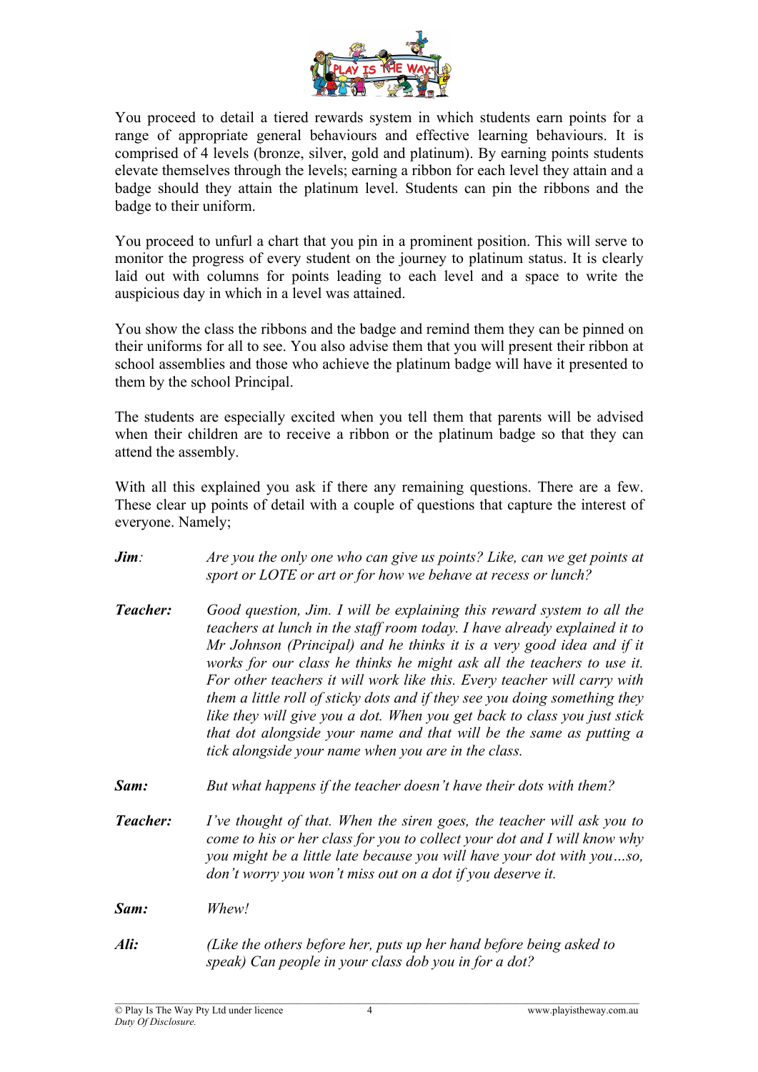You proceed to detail a tiered rewards system in which students earn points for a range of appropriate general behaviours and effective learning behaviours. It is comprised of 4 levels (bronze, silver, gold and platinum). By earning points students elevate themselves through the levels; earning a ribbon for each level they attain and a badge should they attain the platinum level. Students can pin the ribbons and the badge to their uniform.

You proceed to unfurl a chart that you pin in a prominent position. This will serve to monitor the progress of every student on the journey to platinum status. It is clearly laid out with columns for points leading to each level and a space to write the auspicious day in which in a level was attained.

You show the class the ribbons and the badge and remind them they can be pinned on their uniforms for all to see. You also advise them that you will present their ribbon at school assemblies and those who achieve the platinum badge will have it presented to them by the school Principal.

The students are especially excited when you tell them that parents will be advised when their children are to receive a ribbon or the platinum badge so that they can attend the assembly.

With all this explained you ask if there any remaining questions. There are a few. These clear up points of detail with a couple of questions that capture the interest of everyone. Namely;

***Jim**:* *Are you the only one who can give us points? Like, can we get points at sport or LOTE or art or for how we behave at recess or lunch?*

***Teacher:*** *Good question, Jim. I will be explaining this reward system to all the teachers at lunch in the staff room today. I have already explained it to Mr Johnson (Principal) and he thinks it is a very good idea and if it works for our class he thinks he might ask all the teachers to use it. For other teachers it will work like this. Every teacher will carry with them a little roll of sticky dots and if they see you doing something they like they will give you a dot. When you get back to class you just stick that dot alongside your name and that will be the same as putting a tick alongside your name when you are in the class.*

***Sam:*** *But what happens if the teacher doesn't have their dots with them?*

***Teacher:*** *I've thought of that. When the siren goes, the teacher will ask you to come to his or her class for you to collect your dot and I will know why you might be a little late because you will have your dot with you…so, don't worry you won't miss out on a dot if you deserve it.*

***Sam:*** *Whew!*

***Ali:*** *(Like the others before her, puts up her hand before being asked to speak) Can people in your class dob you in for a dot?*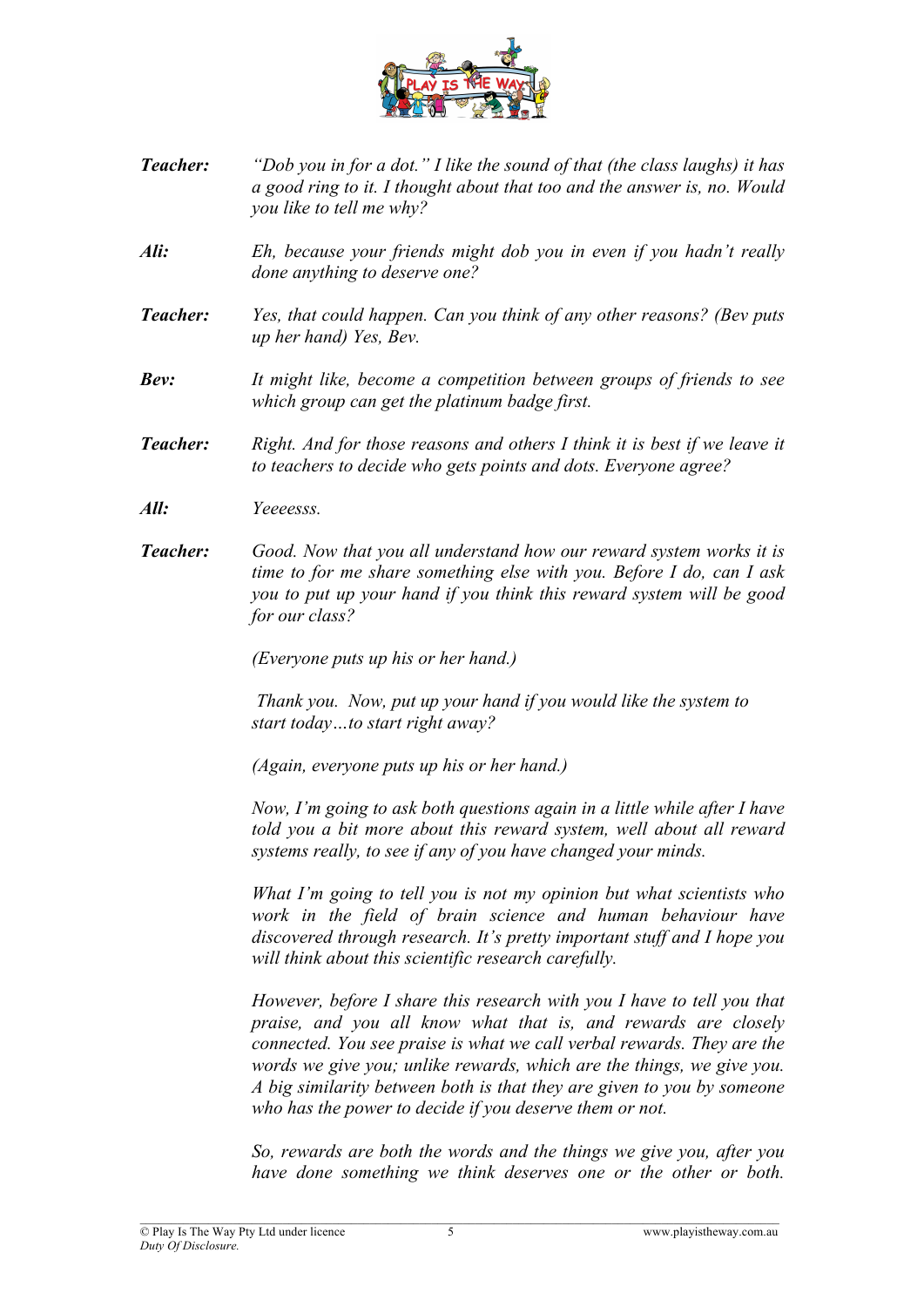**_Teacher:_** _"Dob you in for a dot." I like the sound of that (the class laughs) it has a good ring to it. I thought about that too and the answer is, no. Would you like to tell me why?_

**_Ali:_** _Eh, because your friends might dob you in even if you hadn't really done anything to deserve one?_

**_Teacher:_** _Yes, that could happen. Can you think of any other reasons? (Bev puts up her hand) Yes, Bev._

**_Bev:_** _It might like, become a competition between groups of friends to see which group can get the platinum badge first._

**_Teacher:_** _Right. And for those reasons and others I think it is best if we leave it to teachers to decide who gets points and dots. Everyone agree?_

**_All:_** _Yeeeesss._

**_Teacher:_** _Good. Now that you all understand how our reward system works it is time to for me share something else with you. Before I do, can I ask you to put up your hand if you think this reward system will be good for our class?_

_(Everyone puts up his or her hand.)_

_Thank you. Now, put up your hand if you would like the system to start today…to start right away?_

_(Again, everyone puts up his or her hand.)_

_Now, I'm going to ask both questions again in a little while after I have told you a bit more about this reward system, well about all reward systems really, to see if any of you have changed your minds._

_What I'm going to tell you is not my opinion but what scientists who work in the field of brain science and human behaviour have discovered through research. It's pretty important stuff and I hope you will think about this scientific research carefully._

_However, before I share this research with you I have to tell you that praise, and you all know what that is, and rewards are closely connected. You see praise is what we call verbal rewards. They are the words we give you; unlike rewards, which are the things, we give you. A big similarity between both is that they are given to you by someone who has the power to decide if you deserve them or not._

_So, rewards are both the words and the things we give you, after you have done something we think deserves one or the other or both._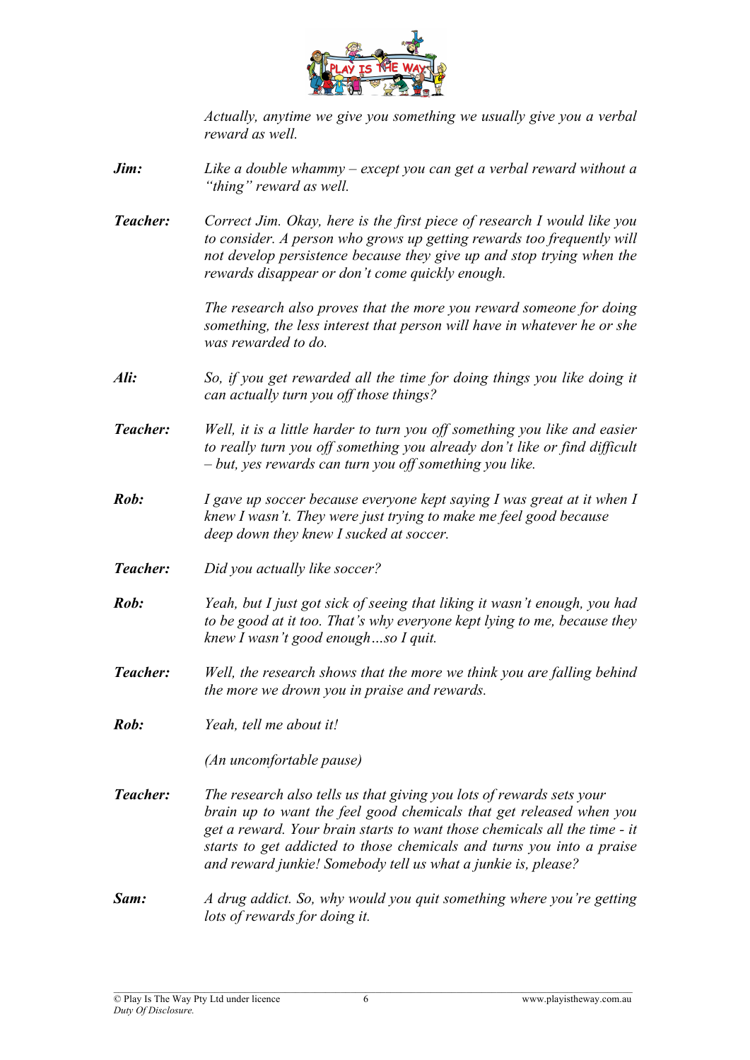*Actually, anytime we give you something we usually give you a verbal reward as well.*

***Jim:*** *Like a double whammy – except you can get a verbal reward without a "thing" reward as well.*

***Teacher:*** *Correct Jim. Okay, here is the first piece of research I would like you to consider. A person who grows up getting rewards too frequently will not develop persistence because they give up and stop trying when the rewards disappear or don't come quickly enough.*

*The research also proves that the more you reward someone for doing something, the less interest that person will have in whatever he or she was rewarded to do.*

***Ali:*** *So, if you get rewarded all the time for doing things you like doing it can actually turn you off those things?*

***Teacher:*** *Well, it is a little harder to turn you off something you like and easier to really turn you off something you already don't like or find difficult – but, yes rewards can turn you off something you like.*

***Rob:*** *I gave up soccer because everyone kept saying I was great at it when I knew I wasn't. They were just trying to make me feel good because deep down they knew I sucked at soccer.*

***Teacher:*** *Did you actually like soccer?*

***Rob:*** *Yeah, but I just got sick of seeing that liking it wasn't enough, you had to be good at it too. That's why everyone kept lying to me, because they knew I wasn't good enough…so I quit.*

***Teacher:*** *Well, the research shows that the more we think you are falling behind the more we drown you in praise and rewards.*

***Rob:*** *Yeah, tell me about it!*

*(An uncomfortable pause)*

***Teacher:*** *The research also tells us that giving you lots of rewards sets your brain up to want the feel good chemicals that get released when you get a reward. Your brain starts to want those chemicals all the time - it starts to get addicted to those chemicals and turns you into a praise and reward junkie! Somebody tell us what a junkie is, please?*

***Sam:*** *A drug addict. So, why would you quit something where you're getting lots of rewards for doing it.*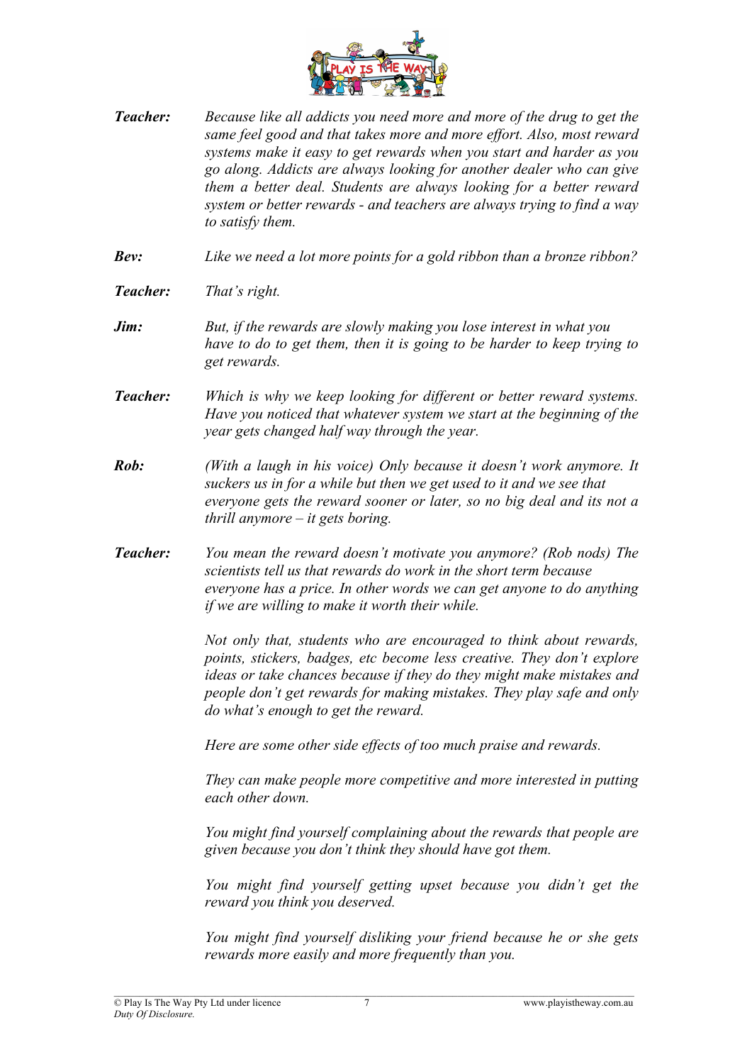***Teacher:*** *Because like all addicts you need more and more of the drug to get the same feel good and that takes more and more effort. Also, most reward systems make it easy to get rewards when you start and harder as you go along. Addicts are always looking for another dealer who can give them a better deal. Students are always looking for a better reward system or better rewards - and teachers are always trying to find a way to satisfy them.*

***Bev:*** *Like we need a lot more points for a gold ribbon than a bronze ribbon?*

***Teacher:*** *That's right.*

***Jim:*** *But, if the rewards are slowly making you lose interest in what you have to do to get them, then it is going to be harder to keep trying to get rewards.*

***Teacher:*** *Which is why we keep looking for different or better reward systems. Have you noticed that whatever system we start at the beginning of the year gets changed half way through the year.*

***Rob:*** *(With a laugh in his voice) Only because it doesn't work anymore. It suckers us in for a while but then we get used to it and we see that everyone gets the reward sooner or later, so no big deal and its not a thrill anymore – it gets boring.*

***Teacher:*** *You mean the reward doesn't motivate you anymore? (Rob nods) The scientists tell us that rewards do work in the short term because everyone has a price. In other words we can get anyone to do anything if we are willing to make it worth their while.*

*Not only that, students who are encouraged to think about rewards, points, stickers, badges, etc become less creative. They don't explore ideas or take chances because if they do they might make mistakes and people don't get rewards for making mistakes. They play safe and only do what's enough to get the reward.*

*Here are some other side effects of too much praise and rewards.*

*They can make people more competitive and more interested in putting each other down.*

*You might find yourself complaining about the rewards that people are given because you don't think they should have got them.*

*You might find yourself getting upset because you didn't get the reward you think you deserved.*

*You might find yourself disliking your friend because he or she gets rewards more easily and more frequently than you.*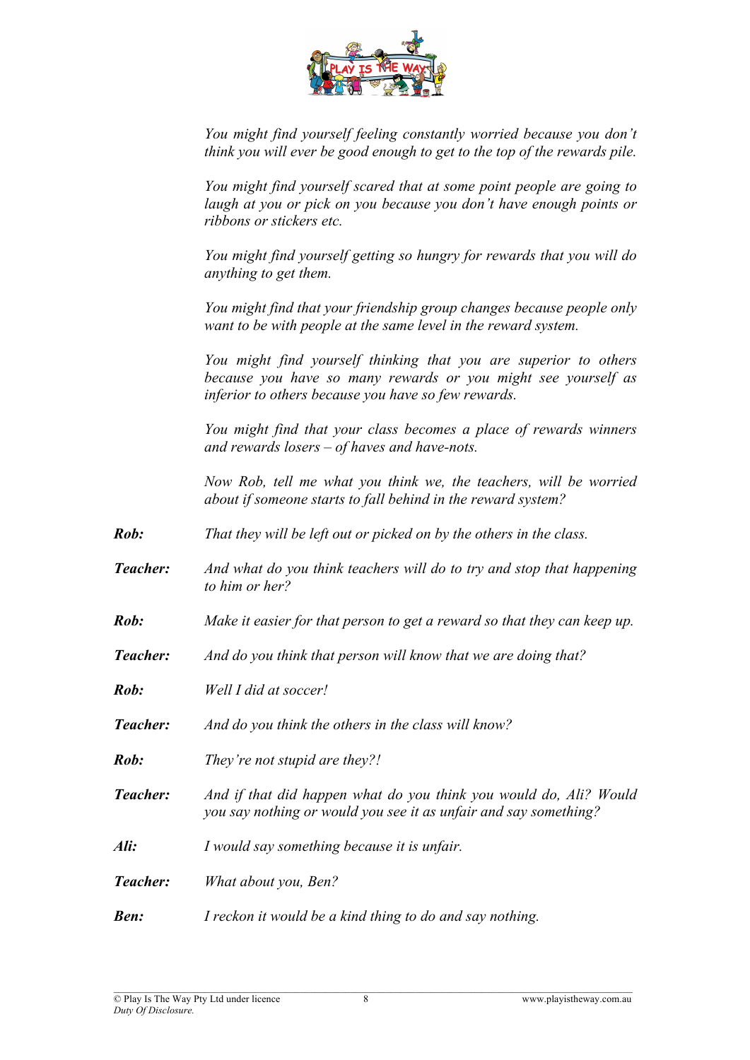*You might find yourself feeling constantly worried because you don't think you will ever be good enough to get to the top of the rewards pile.*

*You might find yourself scared that at some point people are going to laugh at you or pick on you because you don't have enough points or ribbons or stickers etc.*

*You might find yourself getting so hungry for rewards that you will do anything to get them.*

*You might find that your friendship group changes because people only want to be with people at the same level in the reward system.*

*You might find yourself thinking that you are superior to others because you have so many rewards or you might see yourself as inferior to others because you have so few rewards.*

*You might find that your class becomes a place of rewards winners and rewards losers – of haves and have-nots.*

*Now Rob, tell me what you think we, the teachers, will be worried about if someone starts to fall behind in the reward system?*

***Rob:*** *That they will be left out or picked on by the others in the class.*

***Teacher:*** *And what do you think teachers will do to try and stop that happening to him or her?*

***Rob:*** *Make it easier for that person to get a reward so that they can keep up.*

***Teacher:*** *And do you think that person will know that we are doing that?*

***Rob:*** *Well I did at soccer!*

***Teacher:*** *And do you think the others in the class will know?*

***Rob:*** *They're not stupid are they?!*

***Teacher:*** *And if that did happen what do you think you would do, Ali? Would you say nothing or would you see it as unfair and say something?*

***Ali:*** *I would say something because it is unfair.*

***Teacher:*** *What about you, Ben?*

***Ben:*** *I reckon it would be a kind thing to do and say nothing.*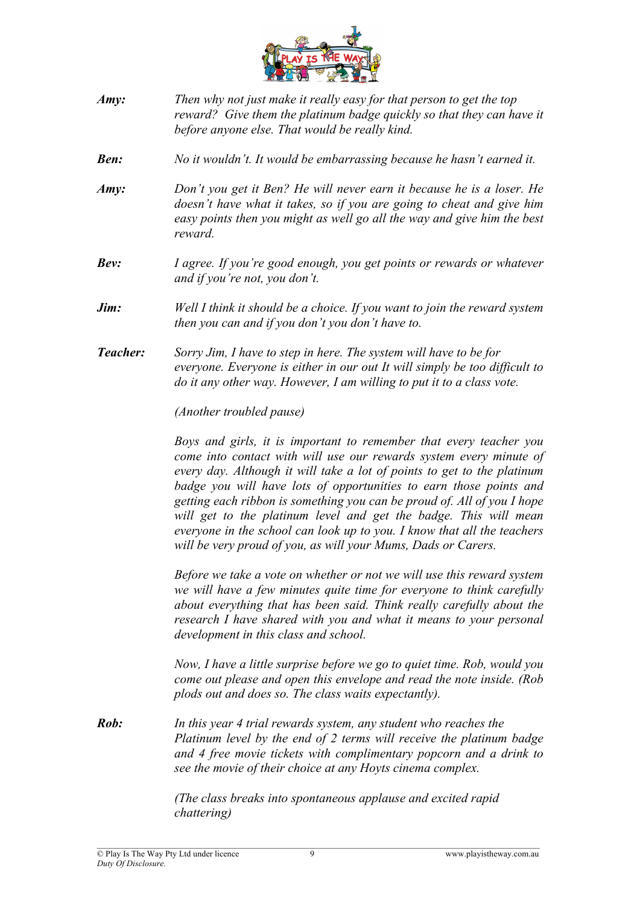***Amy:*** *Then why not just make it really easy for that person to get the top reward? Give them the platinum badge quickly so that they can have it before anyone else. That would be really kind.*

***Ben:*** *No it wouldn't. It would be embarrassing because he hasn't earned it.*

***Amy:*** *Don't you get it Ben? He will never earn it because he is a loser. He doesn't have what it takes, so if you are going to cheat and give him easy points then you might as well go all the way and give him the best reward.*

***Bev:*** *I agree. If you're good enough, you get points or rewards or whatever and if you're not, you don't.*

***Jim:*** *Well I think it should be a choice. If you want to join the reward system then you can and if you don't you don't have to.*

***Teacher:*** *Sorry Jim, I have to step in here. The system will have to be for everyone. Everyone is either in our out It will simply be too difficult to do it any other way. However, I am willing to put it to a class vote.*

*(Another troubled pause)*

*Boys and girls, it is important to remember that every teacher you come into contact with will use our rewards system every minute of every day. Although it will take a lot of points to get to the platinum badge you will have lots of opportunities to earn those points and getting each ribbon is something you can be proud of. All of you I hope will get to the platinum level and get the badge. This will mean everyone in the school can look up to you. I know that all the teachers will be very proud of you, as will your Mums, Dads or Carers.*

*Before we take a vote on whether or not we will use this reward system we will have a few minutes quite time for everyone to think carefully about everything that has been said. Think really carefully about the research I have shared with you and what it means to your personal development in this class and school.*

*Now, I have a little surprise before we go to quiet time. Rob, would you come out please and open this envelope and read the note inside. (Rob plods out and does so. The class waits expectantly).*

***Rob:*** *In this year 4 trial rewards system, any student who reaches the Platinum level by the end of 2 terms will receive the platinum badge and 4 free movie tickets with complimentary popcorn and a drink to see the movie of their choice at any Hoyts cinema complex.*

*(The class breaks into spontaneous applause and excited rapid chattering)*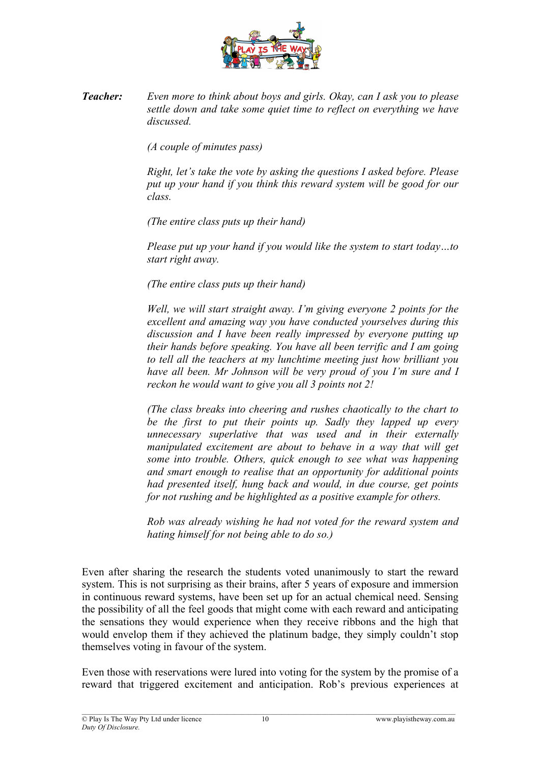**Teacher:** *Even more to think about boys and girls. Okay, can I ask you to please settle down and take some quiet time to reflect on everything we have discussed.*

*(A couple of minutes pass)*

*Right, let's take the vote by asking the questions I asked before. Please put up your hand if you think this reward system will be good for our class.*

*(The entire class puts up their hand)*

*Please put up your hand if you would like the system to start today…to start right away.*

*(The entire class puts up their hand)*

*Well, we will start straight away. I'm giving everyone 2 points for the excellent and amazing way you have conducted yourselves during this discussion and I have been really impressed by everyone putting up their hands before speaking. You have all been terrific and I am going to tell all the teachers at my lunchtime meeting just how brilliant you have all been. Mr Johnson will be very proud of you I'm sure and I reckon he would want to give you all 3 points not 2!*

*(The class breaks into cheering and rushes chaotically to the chart to be the first to put their points up. Sadly they lapped up every unnecessary superlative that was used and in their externally manipulated excitement are about to behave in a way that will get some into trouble. Others, quick enough to see what was happening and smart enough to realise that an opportunity for additional points had presented itself, hung back and would, in due course, get points for not rushing and be highlighted as a positive example for others.*

*Rob was already wishing he had not voted for the reward system and hating himself for not being able to do so.)*

Even after sharing the research the students voted unanimously to start the reward system. This is not surprising as their brains, after 5 years of exposure and immersion in continuous reward systems, have been set up for an actual chemical need. Sensing the possibility of all the feel goods that might come with each reward and anticipating the sensations they would experience when they receive ribbons and the high that would envelop them if they achieved the platinum badge, they simply couldn't stop themselves voting in favour of the system.

Even those with reservations were lured into voting for the system by the promise of a reward that triggered excitement and anticipation. Rob's previous experiences at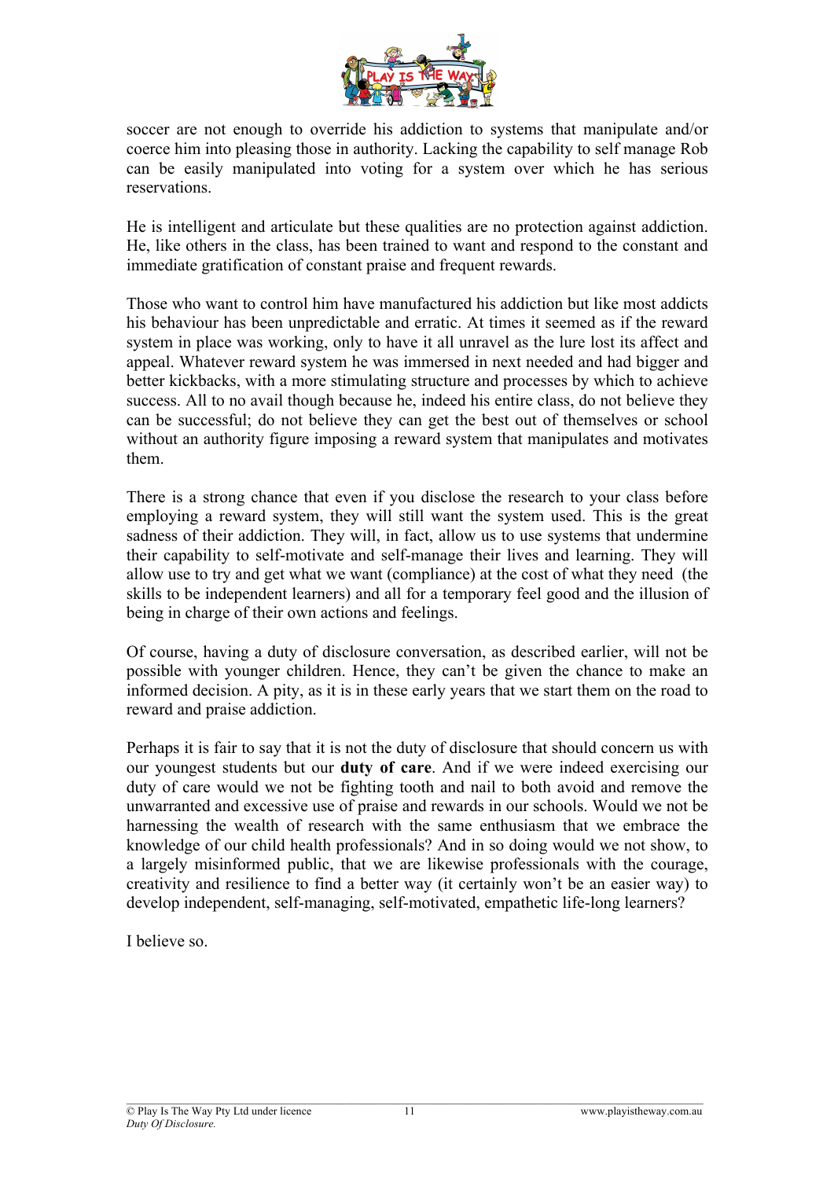soccer are not enough to override his addiction to systems that manipulate and/or coerce him into pleasing those in authority. Lacking the capability to self manage Rob can be easily manipulated into voting for a system over which he has serious reservations.

He is intelligent and articulate but these qualities are no protection against addiction. He, like others in the class, has been trained to want and respond to the constant and immediate gratification of constant praise and frequent rewards.

Those who want to control him have manufactured his addiction but like most addicts his behaviour has been unpredictable and erratic. At times it seemed as if the reward system in place was working, only to have it all unravel as the lure lost its affect and appeal. Whatever reward system he was immersed in next needed and had bigger and better kickbacks, with a more stimulating structure and processes by which to achieve success. All to no avail though because he, indeed his entire class, do not believe they can be successful; do not believe they can get the best out of themselves or school without an authority figure imposing a reward system that manipulates and motivates them.

There is a strong chance that even if you disclose the research to your class before employing a reward system, they will still want the system used. This is the great sadness of their addiction. They will, in fact, allow us to use systems that undermine their capability to self-motivate and self-manage their lives and learning. They will allow use to try and get what we want (compliance) at the cost of what they need (the skills to be independent learners) and all for a temporary feel good and the illusion of being in charge of their own actions and feelings.

Of course, having a duty of disclosure conversation, as described earlier, will not be possible with younger children. Hence, they can't be given the chance to make an informed decision. A pity, as it is in these early years that we start them on the road to reward and praise addiction.

Perhaps it is fair to say that it is not the duty of disclosure that should concern us with our youngest students but our **duty of care**. And if we were indeed exercising our duty of care would we not be fighting tooth and nail to both avoid and remove the unwarranted and excessive use of praise and rewards in our schools. Would we not be harnessing the wealth of research with the same enthusiasm that we embrace the knowledge of our child health professionals? And in so doing would we not show, to a largely misinformed public, that we are likewise professionals with the courage, creativity and resilience to find a better way (it certainly won't be an easier way) to develop independent, self-managing, self-motivated, empathetic life-long learners?

I believe so.